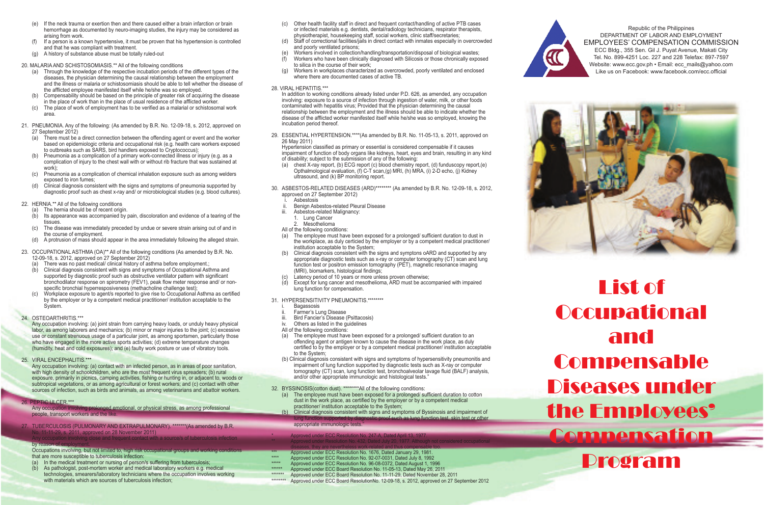(e) If the neck trauma or exertion then and there caused either a brain infarction or brain hemorrhage as documented by neuro-imaging studies, the injury may be considered as arising from work.
(f) If a person is a known hypertensive, it must be proven that his hypertension is controlled and that he was compliant with treatment.
(g) A history of substance abuse must be totally ruled-out

20. MALARIA AND SCHISTOSOMIASIS.** All of the following conditions
   (a) Through the knowledge of the respective incubation periods of the different types of the diseases, the physician determining the causal relationship between the employment and the illness or malaria or schistosomiasis should be able to tell whether the disease of the afflicted employee manifested itself while he/she was so employed.
   (b) Compensability should be based on the principle of greater risk of acquiring the disease in the place of work than in the place of usual residence of the afflicted worker.
   (c) The place of work of employment has to be verified as a malarial or schistosomal work area.

21. PNEUMONIA. Any of the following: (As amended by B.R. No. 12-09-18, s. 2012, approved on 27 September 2012)
   (a) There must be a direct connection between the offending agent or event and the worker based on epidemiologic criteria and occupational risk (e.g. health care workers exposed to outbreaks such as SARS, bird handlers exposed to Cryptococcus);
   (b) Pneumonia as a complication of a primary work-connected illness or injury (e.g. as a complication of injury to the chest wall with or without rib fracture that was sustained at work);
   (c) Pneumonia as a complication of chemical inhalation exposure such as among welders exposed to iron fumes;
   (d) Clinical diagnosis consistent with the signs and symptoms of pneumonia supported by diagnostic proof such as chest x-ray and/ or microbiological studies (e.g. blood cultures).

22. HERNIA.** All of the following conditions
   (a) The hernia should be of recent origin.
   (b) Its appearance was accompanied by pain, discoloration and evidence of a tearing of the tissues.
   (c) The disease was immediately preceded by undue or severe strain arising out of and in the course of employment.
   (d) A protrusion of mass should appear in the area immediately following the alleged strain.

23. OCCUPATIONAL ASTHMA (OA)** All of the following conditions (As amended by B.R. No. 12-09-18, s. 2012, approved on 27 September 2012)
   (a) There was no past medical/ clinical history of asthma before employment.;
   (b) Clinical diagnosis consistent with the signs and symptoms of Occupational Asthma and supported by diagnostic proof such as obstructive ventilator pattern with significant bronchodilator response on spirometry (FEV1), peak flow meter response and/ or non-specific bronchial hyperresposiveness (methacholine challenge test);
   (c) Workplace exposure to agent/s reported to give rise to Occupational Asthma as certified by the employer or by a competent medical practitioner/ institution acceptable to the System.

24. OSTEOARTHRITIS.***
   Any occupation involving: (a) joint strain from carrying heavy loads, or unduly heavy physical labor, as among laborers and mechanics; (b) minor or major injuries to the joint; (c) excessive use or constant strenuous usage of a particular joint, as among sportsmen, particularly those who have engaged in the more active sports activities; (d) extreme temperature changes (humidity, heat and cold exposures); and (e) faulty work posture or use of vibratory tools.

25. VIRAL ENCEPHALITIS.***
   Any occupation involving: (a) contact with an infected person, as in areas of poor sanitation, with high density of schoolchildren, who are the most frequent virus spreaders; (b) rural exposure, primarily in picnics, camping activities, fishing or hunting in, or adjacent to, woods or subtropical vegetations, or as among agricultural or forest workers; and (c) contact with other sources of infection, such as birds and animals, as among veterinarians and abattoir workers.

26. PEPTIC ULCER.***
   Any occupation involving prolonged emotional, or physical stress, as among professional people, transport workers and the like.

27. TUBERCULOSIS (PULMONARY AND EXTRAPULMONARY). *******(As amended by B.R. No. 11-11-29, s. 2011, approved on 28 November 2011)
   Any occupation involving close and frequent contact with a source/s of tuberculosis infection by reason of employment.
   Occupations involving, but not limited to, high risk occupational groups and working conditions that are more susceptible to tuberculosis infection:
   (a) In the medical treatment or nursing of person/s suffering from tuberculosis;
   (b) As pathologist, post-mortem worker and medical laboratory workers e.g. medical technologies, smearers/laboratory technicians where the occupation involves working with materials which are sources of tuberculosis infection;
   (c) Other health facility staff in direct and frequent contact/handling of active PTB cases or infected materials e.g. dentists, dental/radiology technicians, respirator therapists, physiotherapist, housekeeping staff, social workers, clinic staff/secretaries;
   (d) Staff of correctional facilities/jails in direct contact with inmates especially in overcrowded and poorly ventilated prisons;
   (e) Workers involved in collection/handling/transportation/disposal of biological wastes;
   (f) Workers who have been clinically diagnosed with Silicosis or those chronically exposed to silica in the course of their work;
   (g) Workers in workplaces characterized as overcrowded, poorly ventilated and enclosed where there are documented cases of active TB.

28. VIRAL HEPATITIS.***
   In addition to working conditions already listed under P.D. 626, as amended, any occupation involving: exposure to a source of infection through ingestion of water, milk, or other foods contaminated with hepatitis virus; Provided that the physician determining the causal relationship between the employment and the illness should be able to indicate whether the disease of the afflicted worker manifested itself while he/she was so employed, knowing the incubation period thereof.

29. ESSENTIAL HYPERTENSION.****(As amended by B.R. No. 11-05-13, s. 2011, approved on 26 May 2011)
   Hypertension classified as primary or essential is considered compensable if it causes impairment of function of body organs like kidneys, heart, eyes and brain, resulting in any kind of disability; subject to the submission of any of the following:
   (a) chest X-ray report, (b) ECG report (c) blood chemistry report, (d) funduscopy report,(e) Opthalmological evaluation, (f) C-T scan,(g) MRI, (h) MRA, (i) 2-D echo, (j) Kidney ultrasound, and (k) BP monitoring report.

30. ASBESTOS-RELATED DISEASES (ARD)******** (As amended by B.R. No. 12-09-18, s. 2012, approved on 27 September 2012)
   i. Asbestosis
   ii. Benign Asbestos-related Pleural Disease
   iii. Asbestos-related Malignancy:
      1. Lung Cancer
      2. Mesothelioma
   All of the following conditions:
   (a) The employee must have been exposed for a prolonged/ sufficient duration to dust in the workplace, as duly certicied by the employer or by a competent medical practitioner/ institution acceptable to the System;
   (b) Clinical diagnosis consistent with the signs and symptons oARD and supported by any appropriate diagnostic tests such as x-ray or computer tomography (CT) scan and lung function test or positron emission tomography (PET), magnetic resonance imaging (MRI), biomarkers, histological findings;
   (c) Latency period of 10 years or more unless proven otherwise;
   (d) Except for lung cancer and mesothelioma, ARD must be accompanied with impaired lung function for compensation.

31. HYPERSENSITIVITY PNEUMONITIS.********
   i. Bagassosis
   ii. Farmer's Lung Disease
   iii. Bird Fancier's Disease (Psittacosis)
   iv. Others as listed in the guidelines
   All of the following conditions:
   (a) The employee must have been exposed for a prolonged/ sufficient duration to an offending agent or antigen known to cause the disease in the work place, as duly certified to by the employer or by a competent medical practitioner/ institution acceptable to the System;
   (b) Clinical diagnosis consistent with signs and symptoms of hypersensitivity pneumonitis and impairment of lung function supported by diagnostic tests such as X-ray or computer tomography (CT) scan, lung function test, bronchoalveolar lavage fluid (BALF) analysis, and/or other appropriate immunologic and histological tests."

32. BYSSINOSIS(cotton dust). ********All of the following conditions:
   (a) The employee must have been exposed for a prolonged/ sufficient duration to cotton dust in the work place, as certified by the employer or by a competent medical practitioner/ institution acceptable to the System;
   (b) Clinical diagnosis consistent with signs and symptoms of Byssinosis and impairment of lung function supported by diagnostic proof such as lung function test, skin test or other appropriate immunologic tests."

\* Approved under ECC Resolution No. 247-A, Dated April 13, 1977.
\** Approved under Resolution No. 432. Dated July 20, 1977. Although not considered occupational diseases, they are nevertheless work-related and thus compensable too.
\*** Approved under ECC Resolution No. 1676, Dated January 29, 1981.
\**** Approved under ECC Resolution No. 92-07-0031, Dated July 8, 1992
\***** Approved under ECC Resolution No. 96-08-0372, Dated August 1, 1996
\****** Approved under ECC Board Resolution No. 11-05-13, Dated May 26, 2011
\******* Approved under ECC Board Resolution No. 11-11-29, Dated November 28, 2011
\******** Approved under ECC Board ResolutionNo. 12-09-18, s. 2012, approved on 27 September 2012

Republic of the Philippines
DEPARTMENT OF LABOR AND EMPLOYMENT
EMPLOYEES' COMPENSATION COMMISSION
ECC Bldg., 355 Sen. Gil J. Puyat Avenue, Makati City
Tel. No. 899-4251 Loc. 227 and 228 Telefax: 897-7597
Website: www.ecc.gov.ph • Email: ecc_mails@yahoo.com
Like us on Facebook: www.facebook.com/ecc.official

# List of Occupational and Compensable Diseases under the Employees' Compensation Program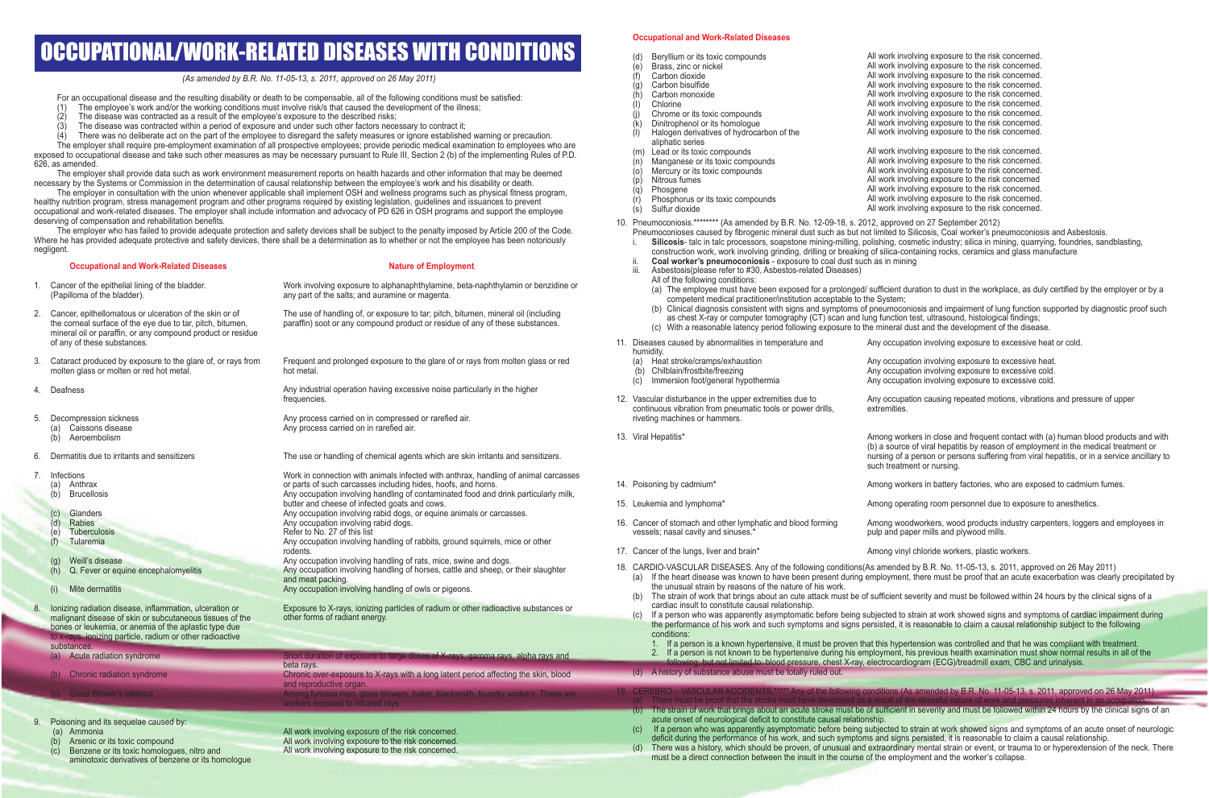# OCCUPATIONAL/WORK-RELATED DISEASES WITH CONDITIONS

*(As amended by B.R. No. 11-05-13, s. 2011, approved on 26 May 2011)*

For an occupational disease and the resulting disability or death to be compensable, all of the following conditions must be satisfied:

1. The employee's work and/or the working conditions must involve risk/s that caused the development of the illness;
2. The disease was contracted as a result of the employee's exposure to the described risks;
3. The disease was contracted within a period of exposure and under such other factors necessary to contract it;
4. There was no deliberate act on the part of the employee to disregard the safety measures or ignore established warning or precaution.

The employer shall require pre-employment examination of all prospective employees; provide periodic medical examination to employees who are exposed to occupational disease and take such other measures as may be necessary pursuant to Rule III, Section 2 (b) of the implementing Rules of P.D. 626, as amended.

The employer shall provide data such as work environment measurement reports on health hazards and other information that may be deemed necessary by the Systems or Commission in the determination of causal relationship between the employee's work and his disability or death.

The employer in consultation with the union whenever applicable shall implement OSH and wellness programs such as physical fitness program, healthy nutrition program, stress management program and other programs required by existing legislation, guidelines and issuances to prevent occupational and work-related diseases. The employer shall include information and advocacy of PD 626 in OSH programs and support the employee deserving of compensation and rehabilitation benefits.

The employer who has failed to provide adequate protection and safety devices shall be subject to the penalty imposed by Article 200 of the Code. Where he has provided adequate protective and safety devices, there shall be a determination as to whether or not the employee has been notoriously negligent.

| Occupational and Work-Related Diseases | Nature of Employment |
|---|---|
| 1. Cancer of the epithelial lining of the bladder. (Papilloma of the bladder). | Work involving exposure to alphanaphthylamine, beta-naphthylamin or benzidine or any part of the salts; and auramine or magenta. |
| 2. Cancer, epithellomatous or ulceration of the skin or of the corneal surface of the eye due to tar, pitch, bitumen, mineral oil or paraffin, or any compound product or residue of any of these substances. | The use of handling of, or exposure to tar; pitch, bitumen, mineral oil (including paraffin) soot or any compound product or residue of any of these substances. |
| 3. Cataract produced by exposure to the glare of, or rays from molten glass or molten or red hot metal. | Frequent and prolonged exposure to the glare of or rays from molten glass or red hot metal. |
| 4. Deafness | Any industrial operation having excessive noise particularly in the higher frequencies. |
| 5. Decompression sickness | |
| (a) Caissons disease | Any process carried on in compressed or rarefied air. |
| (b) Aeroembolism | Any process carried on in rarefied air. |
| 6. Dermatitis due to irritants and sensitizers | The use or handling of chemical agents which are skin irritants and sensitizers. |
| 7. Infections | |
| (a) Anthrax | Work in connection with animals infected with anthrax, handling of animal carcasses or parts of such carcasses including hides, hoofs, and horns. |
| (b) Brucellosis | Any occupation involving handling of contaminated food and drink particularly milk, butter and cheese of infected goats and cows. |
| (c) Glanders | Any occupation involving rabid dogs, or equine animals or carcasses. |
| (d) Rabies | Any occupation involving rabid dogs. |
| (e) Tuberculosis | Refer to No. 27 of this list |
| (f) Tularemia | Any occupation involving handling of rabbits, ground squirrels, mice or other rodents. |
| (g) Weill's disease | Any occupation involving handling of rats, mice, swine and dogs. |
| (h) Q. Fever or equine encephalomyelitis | Any occupation involving handling of horses, cattle and sheep, or their slaughter and meat packing. |
| (i) Mite dermatitis | Any occupation involving handling of owls or pigeons. |
| 8. Ionizing radiation disease, inflammation, ulceration or malignant disease of skin or subcutaneous tissues of the bones or leukemia, or anemia of the aplastic type due to x-rays, ionizing particle, radium or other radioactive substances. | Exposure to X-rays, ionizing particles of radium or other radioactive substances or other forms of radiant energy. |
| (a) Acute radiation syndrome | Short duration of exposure to large doses of X-rays, gamma rays, alpha rays and beta rays. |
| (b) Chronic radiation syndrome | Chronic over-exposure to X-rays with a long latent period affecting the skin, blood and reproductive organ. |
| (c) Glass Blower's cataract | Among furnace men, glass blowers, baker, blacksmith, foundry workers. These are workers exposed to infrared rays. |
| 9. Poisoning and its sequelae caused by: | |
| (a) Ammonia | All work involving exposure to the risk concerned. |
| (b) Arsenic or its toxic compound | All work involving exposure to the risk concerned. |
| (c) Benzene or its toxic homologues, nitro and aminotoxic derivatives of benzene or its homologue | All work involving exposure to the risk concerned. |
| (d) Beryllium or its toxic compounds | All work involving exposure to the risk concerned. |
| (e) Brass, zinc or nickel | All work involving exposure to the risk concerned. |
| (f) Carbon dioxide | All work involving exposure to the risk concerned. |
| (g) Carbon bisulfide | All work involving exposure to the risk concerned. |
| (h) Carbon monoxide | All work involving exposure to the risk concerned. |
| (i) Chlorine | All work involving exposure to the risk concerned. |
| (j) Chrome or its toxic compounds | All work involving exposure to the risk concerned. |
| (k) Dinitrophenol or its homologue | All work involving exposure to the risk concerned. |
| (l) Halogen derivatives of hydrocarbon of the aliphatic series | All work involving exposure to the risk concerned. |
| (m) Lead or its toxic compounds | All work involving exposure to the risk concerned. |
| (n) Manganese or its toxic compounds | All work involving exposure to the risk concerned. |
| (o) Mercury or its toxic compounds | All work involving exposure to the risk concerned. |
| (p) Nitrous fumes | All work involving exposure to the risk concerned |
| (q) Phosgene | All work involving exposure to the risk concerned. |
| (r) Phosphorus or its toxic compounds | All work involving exposure to the risk concerned. |
| (s) Sulfur dioxide | All work involving exposure to the risk concerned. |

10. Pneumoconiosis.******** (As amended by B.R. No. 12-09-18, s. 2012, approved on 27 September 2012)
    Pneumoconioses caused by fibrogenic mineral dust such as but not limited to Silicosis, Coal worker's pneumoconiosis and Asbestosis.
    i. **Silicosis**- talc in talc processors, soapstone mining-milling, polishing, cosmetic industry; silica in mining, quarrying, foundries, sandblasting, construction work, work involving grinding, drilling or breaking of silica-containing rocks, ceramics and glass manufacture
    ii. **Coal worker's pneumoconiosis** - exposure to coal dust such as in mining
    iii. Asbestosis(please refer to #30, Asbestos-related Diseases)
    All of the following conditions:
    (a) The employee must have been exposed for a prolonged/ sufficient duration to dust in the workplace, as duly certified by the employer or by a competent medical practitioner/institution acceptable to the System;
    (b) Clinical diagnosis consistent with signs and symptoms of pneumoconiosis and impairment of lung function supported by diagnostic proof such as chest X-ray or computer tomography (CT) scan and lung function test, ultrasound, histological findings;
    (c) With a reasonable latency period following exposure to the mineral dust and the development of the disease.

| | |
|---|---|
| 11. Diseases caused by abnormalities in temperature and humidity. | Any occupation involving exposure to excessive heat or cold. |
| (a) Heat stroke/cramps/exhaustion | Any occupation involving exposure to excessive heat. |
| (b) Chilblain/frostbite/freezing | Any occupation involving exposure to excessive cold. |
| (c) Immersion foot/general hypothermia | Any occupation involving exposure to excessive cold. |
| 12. Vascular disturbance in the upper extremities due to continuous vibration from pneumatic tools or power drills, riveting machines or hammers. | Any occupation causing repeated motions, vibrations and pressure of upper extremities. |
| 13. Viral Hepatitis* | Among workers in close and frequent contact with (a) human blood products and with (b) a source of viral hepatitis by reason of employment in the medical treatment or nursing of a person or persons suffering from viral hepatitis, or in a service ancillary to such treatment or nursing. |
| 14. Poisoning by cadmium* | Among workers in battery factories, who are exposed to cadmium fumes. |
| 15. Leukemia and lymphoma* | Among operating room personnel due to exposure to anesthetics. |
| 16. Cancer of stomach and other lymphatic and blood forming vessels; nasal cavity and sinuses.* | Among woodworkers, wood products industry carpenters, loggers and employees in pulp and paper mills and plywood mills. |
| 17. Cancer of the lungs, liver and brain* | Among vinyl chloride workers, plastic workers. |

18. CARDIO-VASCULAR DISEASES. Any of the following conditions(As amended by B.R. No. 11-05-13, s. 2011, approved on 26 May 2011)
    (a) If the heart disease was known to have been present during employment, there must be proof that an acute exacerbation was clearly precipitated by the unusual strain by reasons of the nature of his work.
    (b) The strain of work that brings about an acute attack must be of sufficient severity and must be followed within 24 hours by the clinical signs of a cardiac insult to constitute causal relationship.
    (c) If a person who was apparently asymptomatic before being subjected to strain at work showed signs and symptoms of cardiac impairment during the performance of his work and such symptoms and signs persisted, it is reasonable to claim a causal relationship subject to the following conditions:
        1. If a person is a known hypertensive, it must be proven that this hypertension was controlled and that he was compliant with treatment.
        2. If a person is not known to be hypertensive during his employment, his previous health examination must show normal results in all of the following, but not limited to: blood pressure, chest X-ray, electrocardiogram (ECG)/treadmill exam, CBC and urinalysis.
    (d) A history of substance abuse must be totally ruled out.

19. CEREBRO – VASCULAR ACCIDENTS.***** Any of the following conditions (As amended by B.R. No. 11-05-13, s. 2011, approved on 26 May 2011)
    (a) There must be proof that the stroke must have developed as a result of the stressful nature of work and pressures inherent in an occupation.
    (b) The strain of work that brings about an acute stroke must be of sufficient in severity and must be followed within 24 hours by the clinical signs of an acute onset of neurological deficit to constitute causal relationship.
    (c) If a person who was apparently asymptomatic before being subjected to strain at work showed signs and symptoms of an acute onset of neurologic deficit during the performance of his work, and such symptoms and signs persisted, it is reasonable to claim a causal relationship.
    (d) There was a history, which should be proven, of unusual and extraordinary mental strain or event, or trauma to or hyperextension of the neck. There must be a direct connection between the insult in the course of the employment and the worker's collapse.